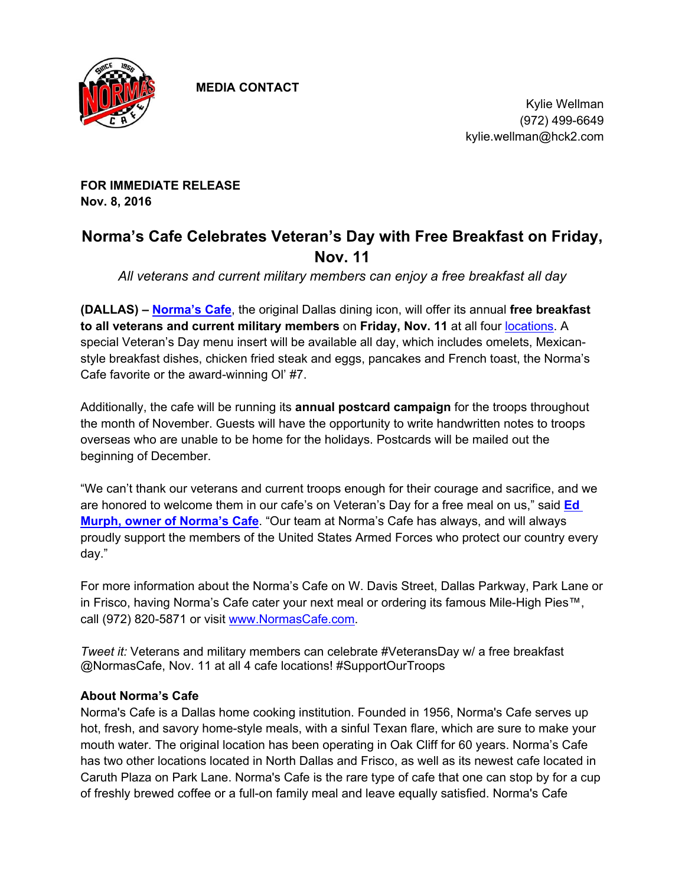**MEDIA CONTACT**

Kylie Wellman
(972) 499-6649
kylie.wellman@hck2.com

**FOR IMMEDIATE RELEASE**
**Nov. 8, 2016**

## Norma's Cafe Celebrates Veteran's Day with Free Breakfast on Friday, Nov. 11

*All veterans and current military members can enjoy a free breakfast all day*

**(DALLAS) – Norma's Cafe**, the original Dallas dining icon, will offer its annual **free breakfast to all veterans and current military members** on **Friday, Nov. 11** at all four locations. A special Veteran's Day menu insert will be available all day, which includes omelets, Mexican-style breakfast dishes, chicken fried steak and eggs, pancakes and French toast, the Norma's Cafe favorite or the award-winning Ol' #7.

Additionally, the cafe will be running its **annual postcard campaign** for the troops throughout the month of November. Guests will have the opportunity to write handwritten notes to troops overseas who are unable to be home for the holidays. Postcards will be mailed out the beginning of December.

"We can't thank our veterans and current troops enough for their courage and sacrifice, and we are honored to welcome them in our cafe's on Veteran's Day for a free meal on us," said **Ed Murph, owner of Norma's Cafe**. "Our team at Norma's Cafe has always, and will always proudly support the members of the United States Armed Forces who protect our country every day."

For more information about the Norma's Cafe on W. Davis Street, Dallas Parkway, Park Lane or in Frisco, having Norma's Cafe cater your next meal or ordering its famous Mile-High Pies™, call (972) 820-5871 or visit www.NormasCafe.com.

*Tweet it:* Veterans and military members can celebrate #VeteransDay w/ a free breakfast @NormasCafe, Nov. 11 at all 4 cafe locations! #SupportOurTroops

**About Norma's Cafe**

Norma's Cafe is a Dallas home cooking institution. Founded in 1956, Norma's Cafe serves up hot, fresh, and savory home-style meals, with a sinful Texan flare, which are sure to make your mouth water. The original location has been operating in Oak Cliff for 60 years. Norma's Cafe has two other locations located in North Dallas and Frisco, as well as its newest cafe located in Caruth Plaza on Park Lane. Norma's Cafe is the rare type of cafe that one can stop by for a cup of freshly brewed coffee or a full-on family meal and leave equally satisfied. Norma's Cafe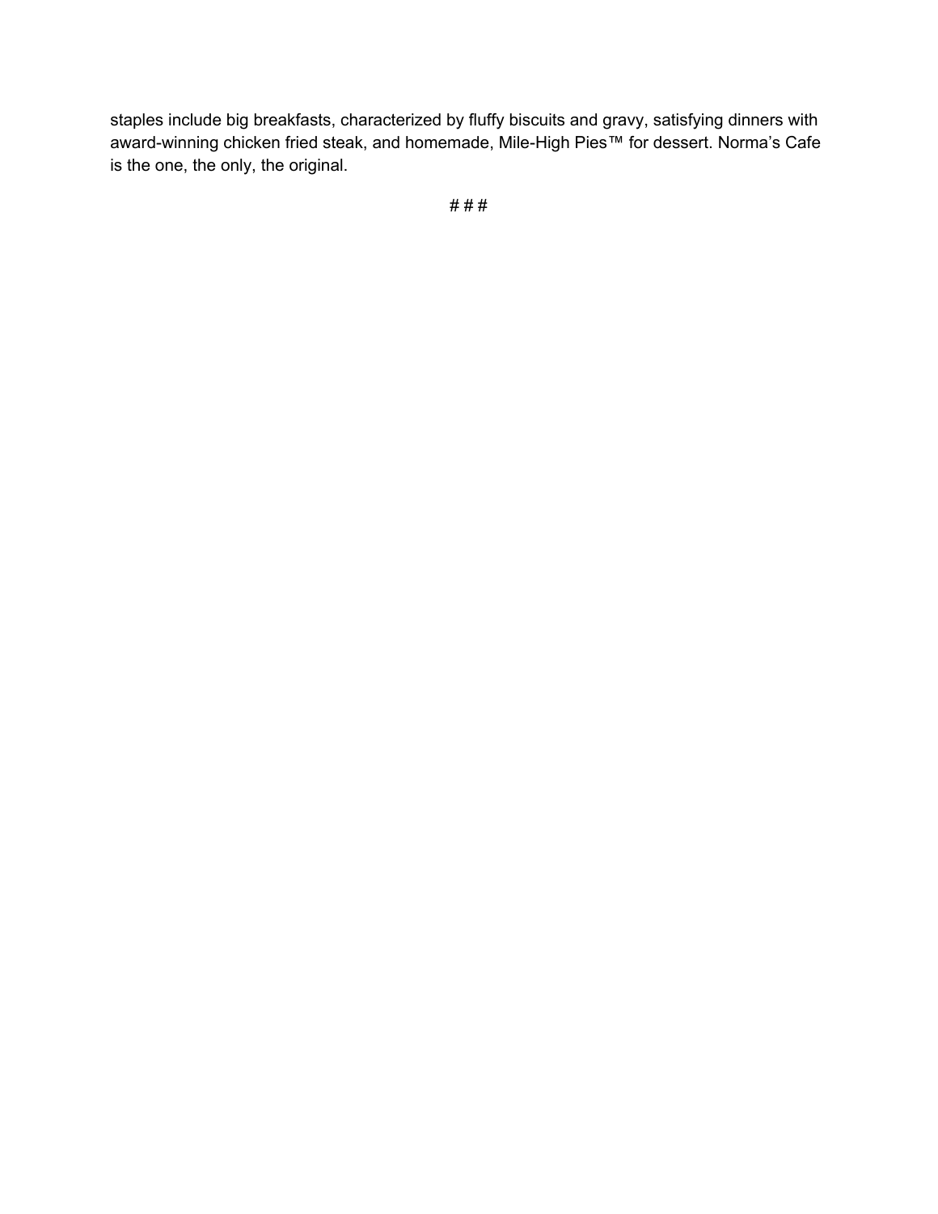staples include big breakfasts, characterized by fluffy biscuits and gravy, satisfying dinners with award-winning chicken fried steak, and homemade, Mile-High Pies™ for dessert. Norma's Cafe is the one, the only, the original.

# # #